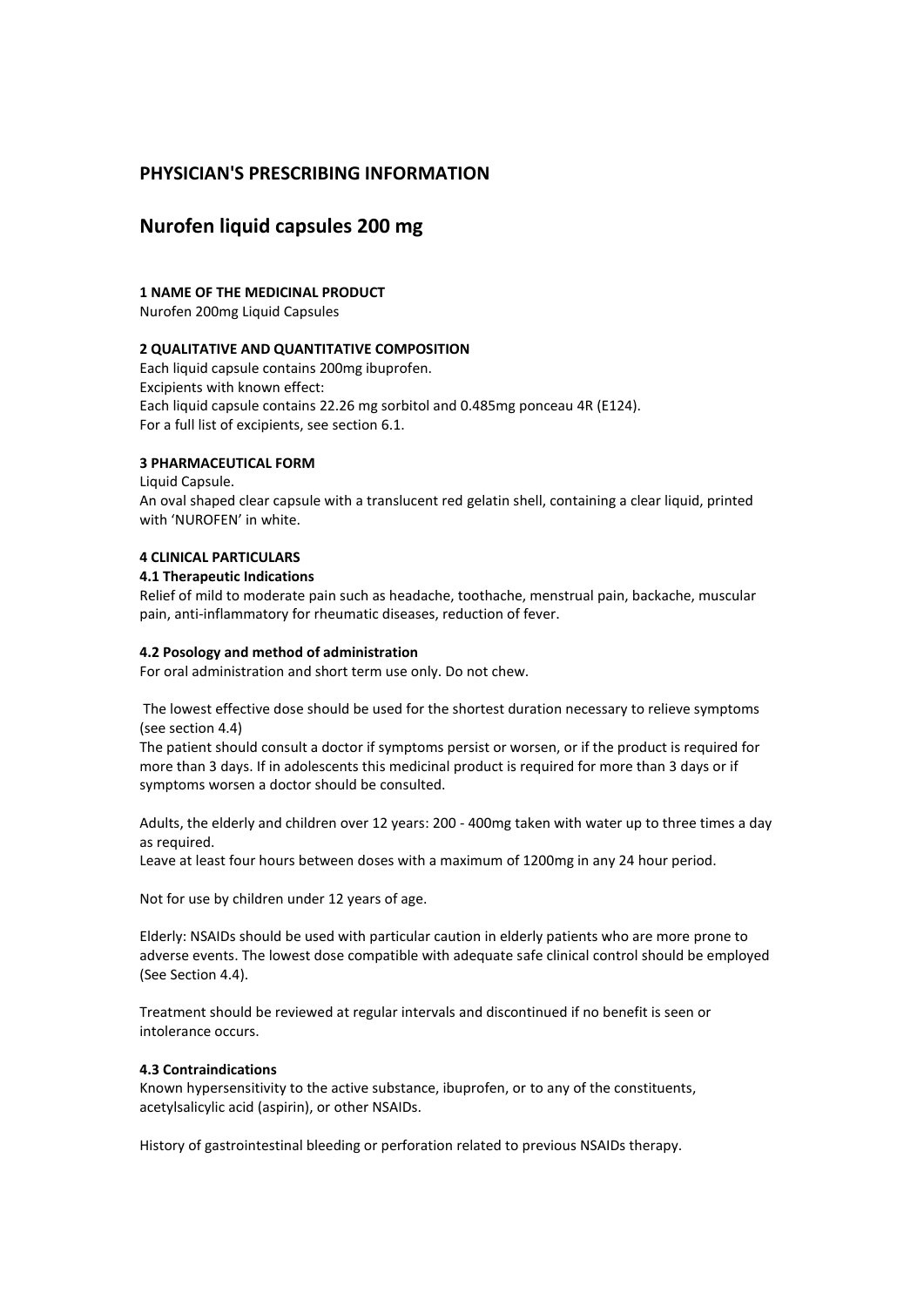## PHYSICIAN'S PRESCRIBING INFORMATION

# Nurofen liquid capsules 200 mg

### 1 NAME OF THE MEDICINAL PRODUCT

Nurofen 200mg Liquid Capsules

### 2 QUALITATIVE AND QUANTITATIVE COMPOSITION

Each liquid capsule contains 200mg ibuprofen.
Excipients with known effect:
Each liquid capsule contains 22.26 mg sorbitol and 0.485mg ponceau 4R (E124).
For a full list of excipients, see section 6.1.

### 3 PHARMACEUTICAL FORM

Liquid Capsule.
An oval shaped clear capsule with a translucent red gelatin shell, containing a clear liquid, printed with 'NUROFEN' in white.

### 4 CLINICAL PARTICULARS

#### 4.1 Therapeutic Indications

Relief of mild to moderate pain such as headache, toothache, menstrual pain, backache, muscular pain, anti-inflammatory for rheumatic diseases, reduction of fever.

#### 4.2 Posology and method of administration

For oral administration and short term use only. Do not chew.

The lowest effective dose should be used for the shortest duration necessary to relieve symptoms (see section 4.4)
The patient should consult a doctor if symptoms persist or worsen, or if the product is required for more than 3 days. If in adolescents this medicinal product is required for more than 3 days or if symptoms worsen a doctor should be consulted.

Adults, the elderly and children over 12 years: 200 - 400mg taken with water up to three times a day as required.
Leave at least four hours between doses with a maximum of 1200mg in any 24 hour period.

Not for use by children under 12 years of age.

Elderly: NSAIDs should be used with particular caution in elderly patients who are more prone to adverse events. The lowest dose compatible with adequate safe clinical control should be employed (See Section 4.4).

Treatment should be reviewed at regular intervals and discontinued if no benefit is seen or intolerance occurs.

#### 4.3 Contraindications

Known hypersensitivity to the active substance, ibuprofen, or to any of the constituents, acetylsalicylic acid (aspirin), or other NSAIDs.

History of gastrointestinal bleeding or perforation related to previous NSAIDs therapy.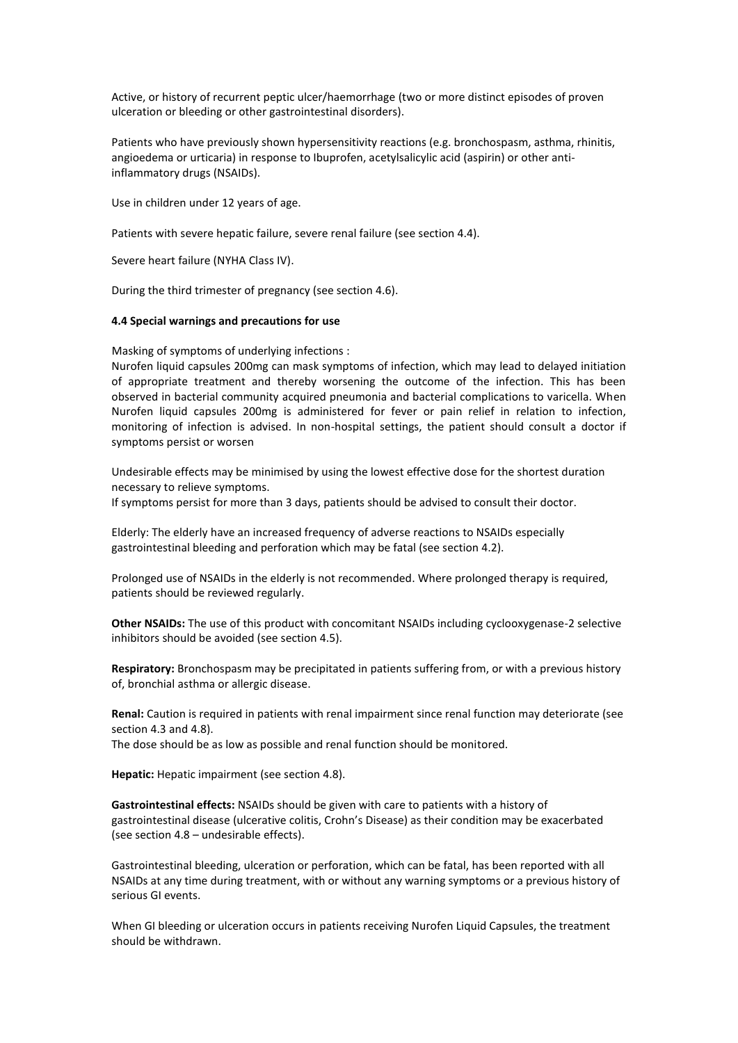Active, or history of recurrent peptic ulcer/haemorrhage (two or more distinct episodes of proven ulceration or bleeding or other gastrointestinal disorders).

Patients who have previously shown hypersensitivity reactions (e.g. bronchospasm, asthma, rhinitis, angioedema or urticaria) in response to Ibuprofen, acetylsalicylic acid (aspirin) or other anti-inflammatory drugs (NSAIDs).

Use in children under 12 years of age.

Patients with severe hepatic failure, severe renal failure (see section 4.4).

Severe heart failure (NYHA Class IV).

During the third trimester of pregnancy (see section 4.6).

**4.4 Special warnings and precautions for use**

Masking of symptoms of underlying infections :
Nurofen liquid capsules 200mg can mask symptoms of infection, which may lead to delayed initiation of appropriate treatment and thereby worsening the outcome of the infection. This has been observed in bacterial community acquired pneumonia and bacterial complications to varicella. When Nurofen liquid capsules 200mg is administered for fever or pain relief in relation to infection, monitoring of infection is advised. In non-hospital settings, the patient should consult a doctor if symptoms persist or worsen

Undesirable effects may be minimised by using the lowest effective dose for the shortest duration necessary to relieve symptoms.
If symptoms persist for more than 3 days, patients should be advised to consult their doctor.

Elderly: The elderly have an increased frequency of adverse reactions to NSAIDs especially gastrointestinal bleeding and perforation which may be fatal (see section 4.2).

Prolonged use of NSAIDs in the elderly is not recommended. Where prolonged therapy is required, patients should be reviewed regularly.

**Other NSAIDs:** The use of this product with concomitant NSAIDs including cyclooxygenase-2 selective inhibitors should be avoided (see section 4.5).

**Respiratory:** Bronchospasm may be precipitated in patients suffering from, or with a previous history of, bronchial asthma or allergic disease.

**Renal:** Caution is required in patients with renal impairment since renal function may deteriorate (see section 4.3 and 4.8).
The dose should be as low as possible and renal function should be monitored.

**Hepatic:** Hepatic impairment (see section 4.8).

**Gastrointestinal effects:** NSAIDs should be given with care to patients with a history of gastrointestinal disease (ulcerative colitis, Crohn's Disease) as their condition may be exacerbated (see section 4.8 – undesirable effects).

Gastrointestinal bleeding, ulceration or perforation, which can be fatal, has been reported with all NSAIDs at any time during treatment, with or without any warning symptoms or a previous history of serious GI events.

When GI bleeding or ulceration occurs in patients receiving Nurofen Liquid Capsules, the treatment should be withdrawn.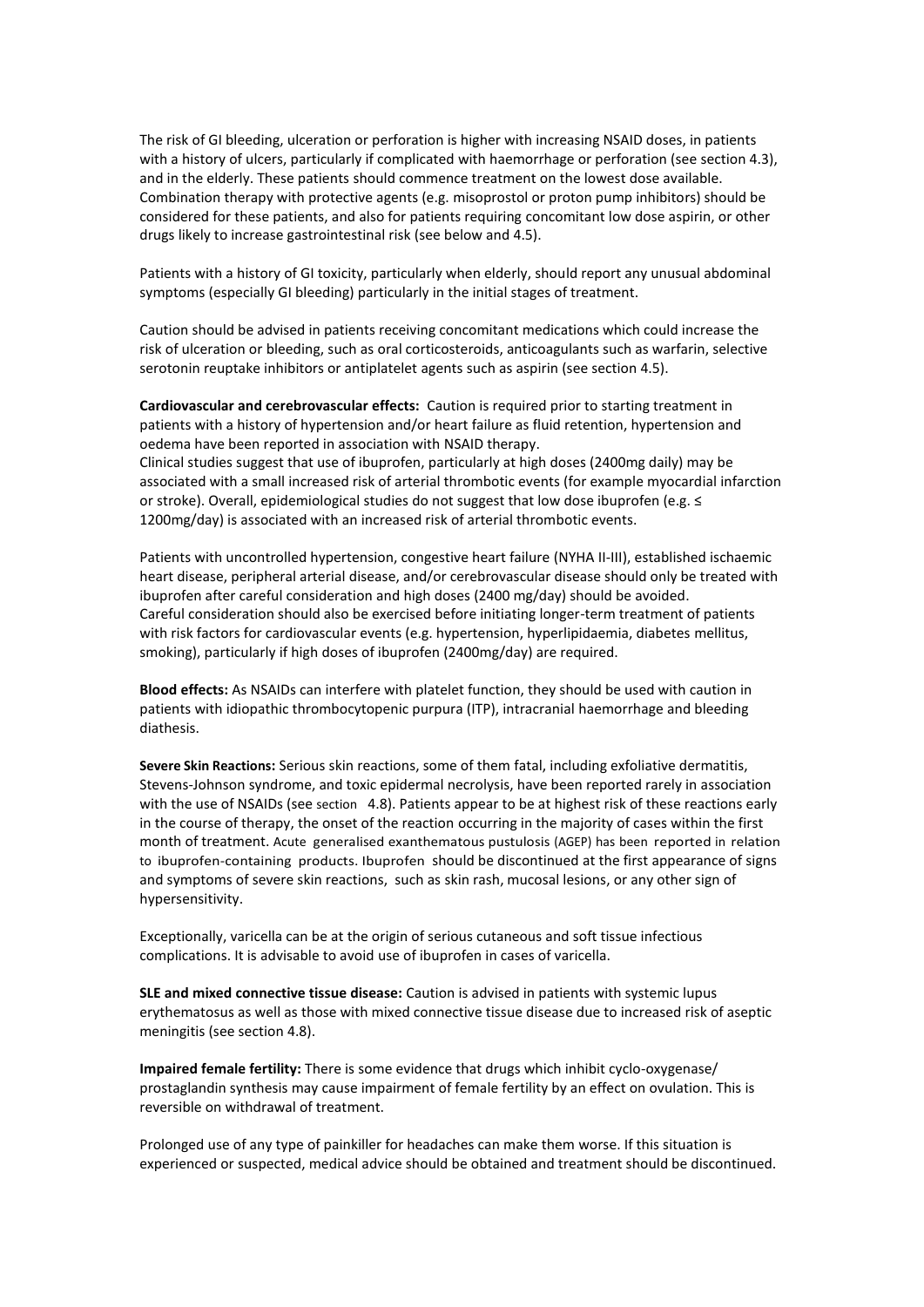The risk of GI bleeding, ulceration or perforation is higher with increasing NSAID doses, in patients with a history of ulcers, particularly if complicated with haemorrhage or perforation (see section 4.3), and in the elderly. These patients should commence treatment on the lowest dose available. Combination therapy with protective agents (e.g. misoprostol or proton pump inhibitors) should be considered for these patients, and also for patients requiring concomitant low dose aspirin, or other drugs likely to increase gastrointestinal risk (see below and 4.5).

Patients with a history of GI toxicity, particularly when elderly, should report any unusual abdominal symptoms (especially GI bleeding) particularly in the initial stages of treatment.

Caution should be advised in patients receiving concomitant medications which could increase the risk of ulceration or bleeding, such as oral corticosteroids, anticoagulants such as warfarin, selective serotonin reuptake inhibitors or antiplatelet agents such as aspirin (see section 4.5).

**Cardiovascular and cerebrovascular effects:** Caution is required prior to starting treatment in patients with a history of hypertension and/or heart failure as fluid retention, hypertension and oedema have been reported in association with NSAID therapy.
Clinical studies suggest that use of ibuprofen, particularly at high doses (2400mg daily) may be associated with a small increased risk of arterial thrombotic events (for example myocardial infarction or stroke). Overall, epidemiological studies do not suggest that low dose ibuprofen (e.g. ≤ 1200mg/day) is associated with an increased risk of arterial thrombotic events.

Patients with uncontrolled hypertension, congestive heart failure (NYHA II-III), established ischaemic heart disease, peripheral arterial disease, and/or cerebrovascular disease should only be treated with ibuprofen after careful consideration and high doses (2400 mg/day) should be avoided.
Careful consideration should also be exercised before initiating longer-term treatment of patients with risk factors for cardiovascular events (e.g. hypertension, hyperlipidaemia, diabetes mellitus, smoking), particularly if high doses of ibuprofen (2400mg/day) are required.

**Blood effects:** As NSAIDs can interfere with platelet function, they should be used with caution in patients with idiopathic thrombocytopenic purpura (ITP), intracranial haemorrhage and bleeding diathesis.

**Severe Skin Reactions:** Serious skin reactions, some of them fatal, including exfoliative dermatitis, Stevens-Johnson syndrome, and toxic epidermal necrolysis, have been reported rarely in association with the use of NSAIDs (see section 4.8). Patients appear to be at highest risk of these reactions early in the course of therapy, the onset of the reaction occurring in the majority of cases within the first month of treatment. Acute generalised exanthematous pustulosis (AGEP) has been reported in relation to ibuprofen-containing products. Ibuprofen should be discontinued at the first appearance of signs and symptoms of severe skin reactions, such as skin rash, mucosal lesions, or any other sign of hypersensitivity.

Exceptionally, varicella can be at the origin of serious cutaneous and soft tissue infectious complications. It is advisable to avoid use of ibuprofen in cases of varicella.

**SLE and mixed connective tissue disease:** Caution is advised in patients with systemic lupus erythematosus as well as those with mixed connective tissue disease due to increased risk of aseptic meningitis (see section 4.8).

**Impaired female fertility:** There is some evidence that drugs which inhibit cyclo-oxygenase/ prostaglandin synthesis may cause impairment of female fertility by an effect on ovulation. This is reversible on withdrawal of treatment.

Prolonged use of any type of painkiller for headaches can make them worse. If this situation is experienced or suspected, medical advice should be obtained and treatment should be discontinued.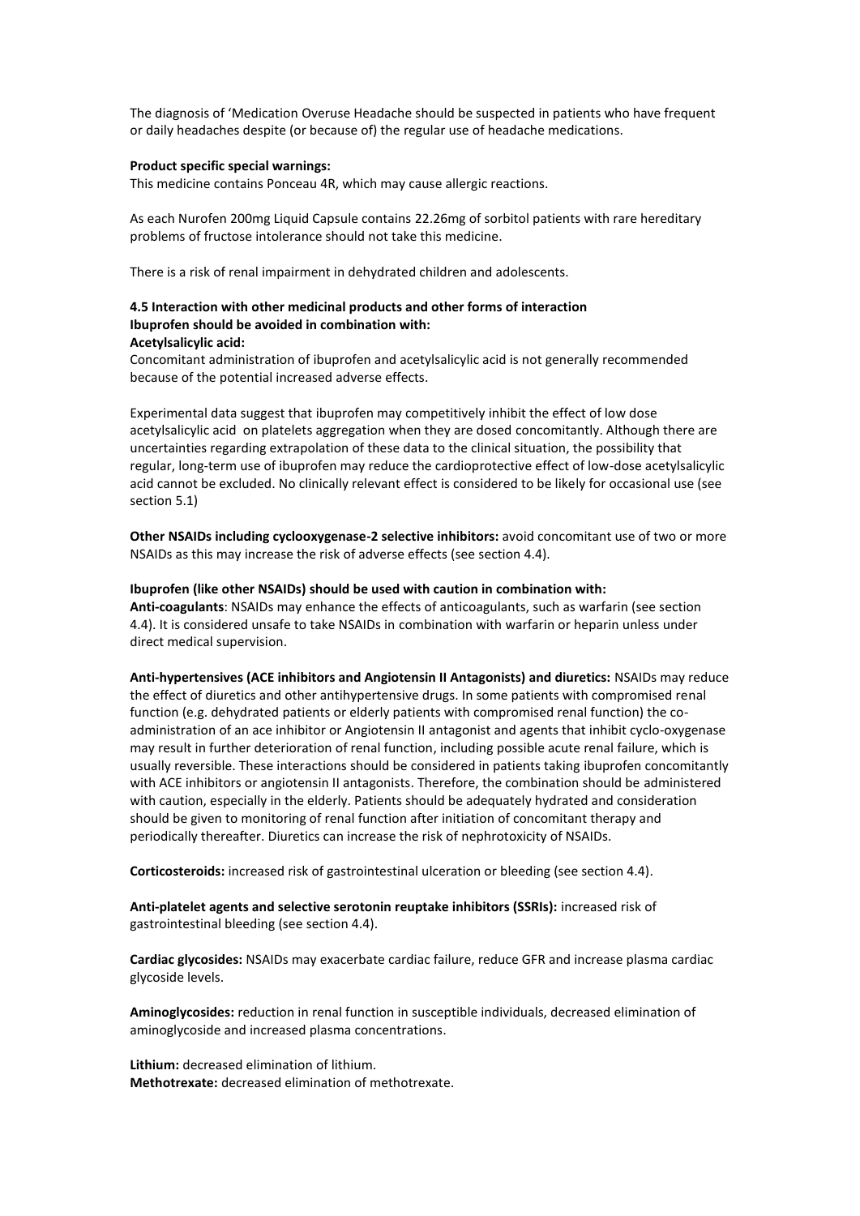The diagnosis of 'Medication Overuse Headache should be suspected in patients who have frequent or daily headaches despite (or because of) the regular use of headache medications.

**Product specific special warnings:**
This medicine contains Ponceau 4R, which may cause allergic reactions.

As each Nurofen 200mg Liquid Capsule contains 22.26mg of sorbitol patients with rare hereditary problems of fructose intolerance should not take this medicine.

There is a risk of renal impairment in dehydrated children and adolescents.

**4.5 Interaction with other medicinal products and other forms of interaction**
**Ibuprofen should be avoided in combination with:**
**Acetylsalicylic acid:**
Concomitant administration of ibuprofen and acetylsalicylic acid is not generally recommended because of the potential increased adverse effects.

Experimental data suggest that ibuprofen may competitively inhibit the effect of low dose acetylsalicylic acid on platelets aggregation when they are dosed concomitantly. Although there are uncertainties regarding extrapolation of these data to the clinical situation, the possibility that regular, long-term use of ibuprofen may reduce the cardioprotective effect of low-dose acetylsalicylic acid cannot be excluded. No clinically relevant effect is considered to be likely for occasional use (see section 5.1)

**Other NSAIDs including cyclooxygenase-2 selective inhibitors:** avoid concomitant use of two or more NSAIDs as this may increase the risk of adverse effects (see section 4.4).

**Ibuprofen (like other NSAIDs) should be used with caution in combination with:**
**Anti-coagulants**: NSAIDs may enhance the effects of anticoagulants, such as warfarin (see section 4.4). It is considered unsafe to take NSAIDs in combination with warfarin or heparin unless under direct medical supervision.

**Anti-hypertensives (ACE inhibitors and Angiotensin II Antagonists) and diuretics:** NSAIDs may reduce the effect of diuretics and other antihypertensive drugs. In some patients with compromised renal function (e.g. dehydrated patients or elderly patients with compromised renal function) the co-administration of an ace inhibitor or Angiotensin II antagonist and agents that inhibit cyclo-oxygenase may result in further deterioration of renal function, including possible acute renal failure, which is usually reversible. These interactions should be considered in patients taking ibuprofen concomitantly with ACE inhibitors or angiotensin II antagonists. Therefore, the combination should be administered with caution, especially in the elderly. Patients should be adequately hydrated and consideration should be given to monitoring of renal function after initiation of concomitant therapy and periodically thereafter. Diuretics can increase the risk of nephrotoxicity of NSAIDs.

**Corticosteroids:** increased risk of gastrointestinal ulceration or bleeding (see section 4.4).

**Anti-platelet agents and selective serotonin reuptake inhibitors (SSRIs):** increased risk of gastrointestinal bleeding (see section 4.4).

**Cardiac glycosides:** NSAIDs may exacerbate cardiac failure, reduce GFR and increase plasma cardiac glycoside levels.

**Aminoglycosides:** reduction in renal function in susceptible individuals, decreased elimination of aminoglycoside and increased plasma concentrations.

**Lithium:** decreased elimination of lithium.
**Methotrexate:** decreased elimination of methotrexate.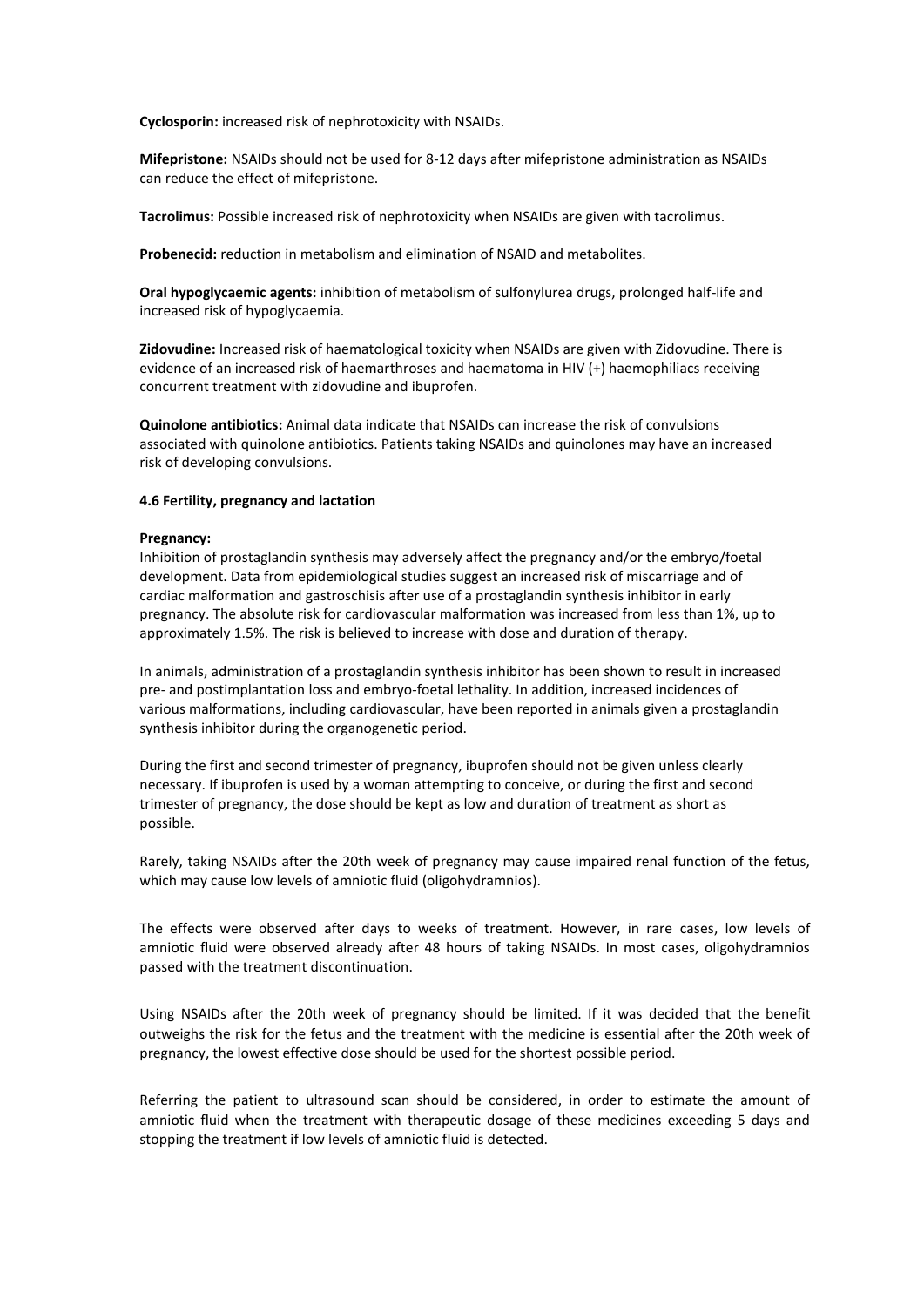**Cyclosporin:** increased risk of nephrotoxicity with NSAIDs.

**Mifepristone:** NSAIDs should not be used for 8-12 days after mifepristone administration as NSAIDs can reduce the effect of mifepristone.

**Tacrolimus:** Possible increased risk of nephrotoxicity when NSAIDs are given with tacrolimus.

**Probenecid:** reduction in metabolism and elimination of NSAID and metabolites.

**Oral hypoglycaemic agents:** inhibition of metabolism of sulfonylurea drugs, prolonged half-life and increased risk of hypoglycaemia.

**Zidovudine:** Increased risk of haematological toxicity when NSAIDs are given with Zidovudine. There is evidence of an increased risk of haemarthroses and haematoma in HIV (+) haemophiliacs receiving concurrent treatment with zidovudine and ibuprofen.

**Quinolone antibiotics:** Animal data indicate that NSAIDs can increase the risk of convulsions associated with quinolone antibiotics. Patients taking NSAIDs and quinolones may have an increased risk of developing convulsions.

#### 4.6 Fertility, pregnancy and lactation

**Pregnancy:**

Inhibition of prostaglandin synthesis may adversely affect the pregnancy and/or the embryo/foetal development. Data from epidemiological studies suggest an increased risk of miscarriage and of cardiac malformation and gastroschisis after use of a prostaglandin synthesis inhibitor in early pregnancy. The absolute risk for cardiovascular malformation was increased from less than 1%, up to approximately 1.5%. The risk is believed to increase with dose and duration of therapy.

In animals, administration of a prostaglandin synthesis inhibitor has been shown to result in increased pre- and postimplantation loss and embryo-foetal lethality. In addition, increased incidences of various malformations, including cardiovascular, have been reported in animals given a prostaglandin synthesis inhibitor during the organogenetic period.

During the first and second trimester of pregnancy, ibuprofen should not be given unless clearly necessary. If ibuprofen is used by a woman attempting to conceive, or during the first and second trimester of pregnancy, the dose should be kept as low and duration of treatment as short as possible.

Rarely, taking NSAIDs after the 20th week of pregnancy may cause impaired renal function of the fetus, which may cause low levels of amniotic fluid (oligohydramnios).

The effects were observed after days to weeks of treatment. However, in rare cases, low levels of amniotic fluid were observed already after 48 hours of taking NSAIDs. In most cases, oligohydramnios passed with the treatment discontinuation.

Using NSAIDs after the 20th week of pregnancy should be limited. If it was decided that the benefit outweighs the risk for the fetus and the treatment with the medicine is essential after the 20th week of pregnancy, the lowest effective dose should be used for the shortest possible period.

Referring the patient to ultrasound scan should be considered, in order to estimate the amount of amniotic fluid when the treatment with therapeutic dosage of these medicines exceeding 5 days and stopping the treatment if low levels of amniotic fluid is detected.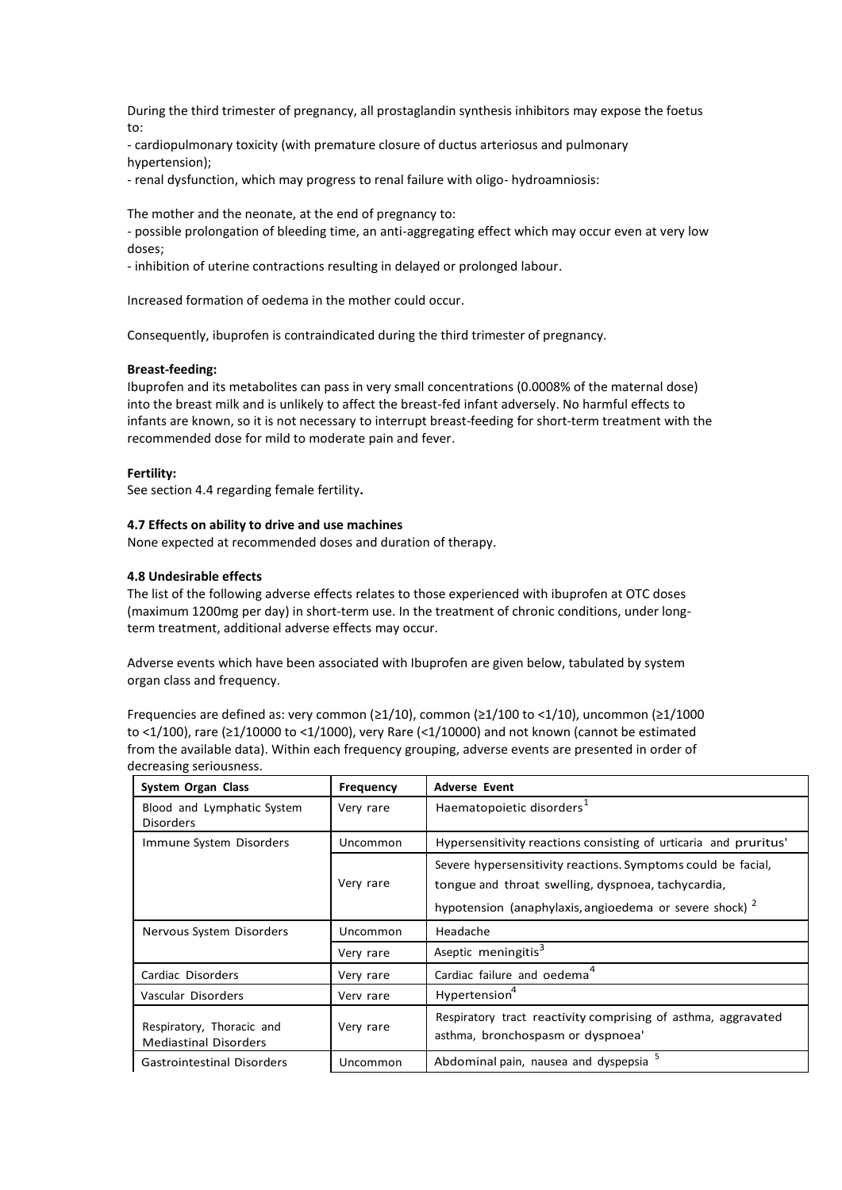During the third trimester of pregnancy, all prostaglandin synthesis inhibitors may expose the foetus to:

- cardiopulmonary toxicity (with premature closure of ductus arteriosus and pulmonary hypertension);
- renal dysfunction, which may progress to renal failure with oligo- hydroamniosis:

The mother and the neonate, at the end of pregnancy to:

- possible prolongation of bleeding time, an anti-aggregating effect which may occur even at very low doses;
- inhibition of uterine contractions resulting in delayed or prolonged labour.

Increased formation of oedema in the mother could occur.

Consequently, ibuprofen is contraindicated during the third trimester of pregnancy.

**Breast-feeding:**

Ibuprofen and its metabolites can pass in very small concentrations (0.0008% of the maternal dose) into the breast milk and is unlikely to affect the breast-fed infant adversely. No harmful effects to infants are known, so it is not necessary to interrupt breast-feeding for short-term treatment with the recommended dose for mild to moderate pain and fever.

**Fertility:**

See section 4.4 regarding female fertility**.**

#### 4.7 Effects on ability to drive and use machines

None expected at recommended doses and duration of therapy.

#### 4.8 Undesirable effects

The list of the following adverse effects relates to those experienced with ibuprofen at OTC doses (maximum 1200mg per day) in short-term use. In the treatment of chronic conditions, under long-term treatment, additional adverse effects may occur.

Adverse events which have been associated with Ibuprofen are given below, tabulated by system organ class and frequency.

Frequencies are defined as: very common (≥1/10), common (≥1/100 to <1/10), uncommon (≥1/1000 to <1/100), rare (≥1/10000 to <1/1000), very Rare (<1/10000) and not known (cannot be estimated from the available data). Within each frequency grouping, adverse events are presented in order of decreasing seriousness.

| System Organ Class | Frequency | Adverse Event |
|---|---|---|
| Blood and Lymphatic System Disorders | Very rare | Haematopoietic disorders[1] |
| Immune System Disorders | Uncommon | Hypersensitivity reactions consisting of urticaria and pruritus' |
| | Very rare | Severe hypersensitivity reactions. Symptoms could be facial, tongue and throat swelling, dyspnoea, tachycardia, hypotension (anaphylaxis, angioedema or severe shock) [2] |
| Nervous System Disorders | Uncommon | Headache |
| | Very rare | Aseptic meningitis[3] |
| Cardiac Disorders | Very rare | Cardiac failure and oedema[4] |
| Vascular Disorders | Very rare | Hypertension[4] |
| Respiratory, Thoracic and Mediastinal Disorders | Very rare | Respiratory tract reactivity comprising of asthma, aggravated asthma, bronchospasm or dyspnoea' |
| Gastrointestinal Disorders | Uncommon | Abdominal pain, nausea and dyspepsia [5] |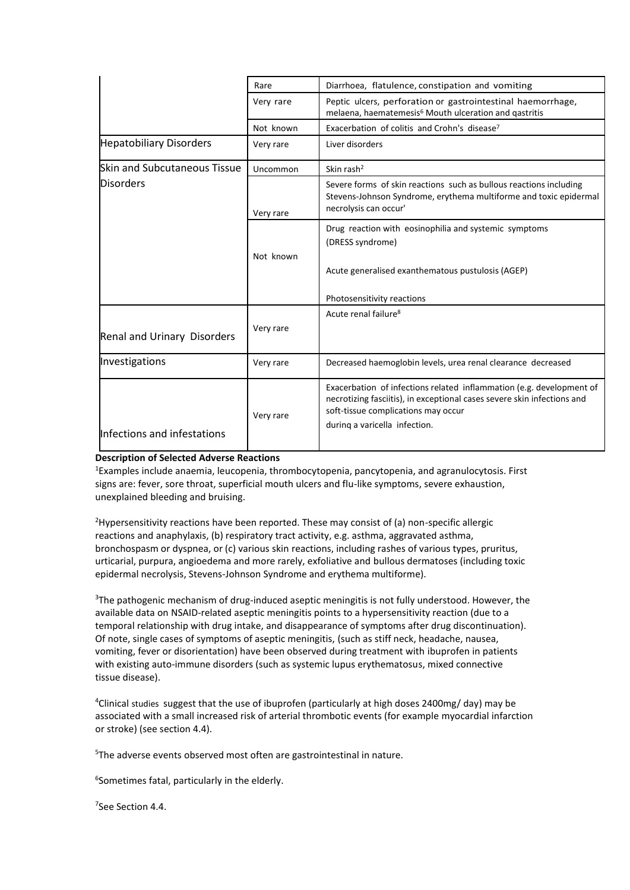| | | |
|---|---|---|
| | Rare | Diarrhoea, flatulence, constipation and vomiting |
| | Very rare | Peptic ulcers, perforation or gastrointestinal haemorrhage, melaena, haematemesis[6] Mouth ulceration and qastritis |
| | Not known | Exacerbation of colitis and Crohn's disease[7] |
| Hepatobiliary Disorders | Very rare | Liver disorders |
| Skin and Subcutaneous Tissue Disorders | Uncommon | Skin rash[2] |
| | Very rare | Severe forms of skin reactions such as bullous reactions including Stevens-Johnson Syndrome, erythema multiforme and toxic epidermal necrolysis can occur' |
| | Not known | Drug reaction with eosinophilia and systemic symptoms (DRESS syndrome)<br><br>Acute generalised exanthematous pustulosis (AGEP)<br><br>Photosensitivity reactions |
| Renal and Urinary Disorders | Very rare | Acute renal failure[8] |
| Investigations | Very rare | Decreased haemoglobin levels, urea renal clearance decreased |
| Infections and infestations | Very rare | Exacerbation of infections related inflammation (e.g. development of necrotizing fasciitis), in exceptional cases severe skin infections and soft-tissue complications may occur during a varicella infection. |

**Description of Selected Adverse Reactions**

[1]Examples include anaemia, leucopenia, thrombocytopenia, pancytopenia, and agranulocytosis. First signs are: fever, sore throat, superficial mouth ulcers and flu-like symptoms, severe exhaustion, unexplained bleeding and bruising.

[2]Hypersensitivity reactions have been reported. These may consist of (a) non-specific allergic reactions and anaphylaxis, (b) respiratory tract activity, e.g. asthma, aggravated asthma, bronchospasm or dyspnea, or (c) various skin reactions, including rashes of various types, pruritus, urticarial, purpura, angioedema and more rarely, exfoliative and bullous dermatoses (including toxic epidermal necrolysis, Stevens-Johnson Syndrome and erythema multiforme).

[3]The pathogenic mechanism of drug-induced aseptic meningitis is not fully understood. However, the available data on NSAID-related aseptic meningitis points to a hypersensitivity reaction (due to a temporal relationship with drug intake, and disappearance of symptoms after drug discontinuation). Of note, single cases of symptoms of aseptic meningitis, (such as stiff neck, headache, nausea, vomiting, fever or disorientation) have been observed during treatment with ibuprofen in patients with existing auto-immune disorders (such as systemic lupus erythematosus, mixed connective tissue disease).

[4]Clinical studies suggest that the use of ibuprofen (particularly at high doses 2400mg/ day) may be associated with a small increased risk of arterial thrombotic events (for example myocardial infarction or stroke) (see section 4.4).

[5]The adverse events observed most often are gastrointestinal in nature.

[6]Sometimes fatal, particularly in the elderly.

[7]See Section 4.4.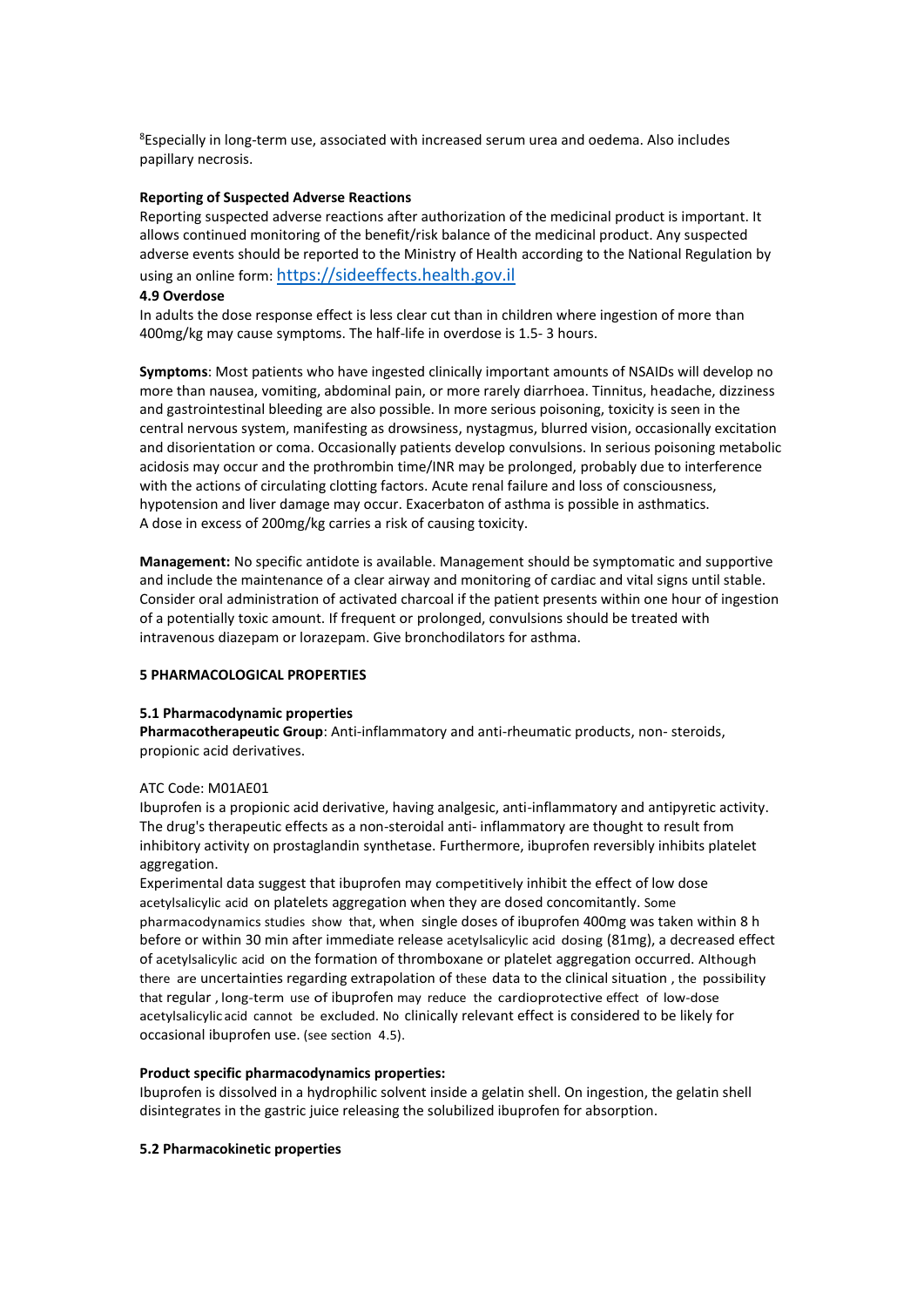[8]Especially in long-term use, associated with increased serum urea and oedema. Also includes papillary necrosis.

**Reporting of Suspected Adverse Reactions**

Reporting suspected adverse reactions after authorization of the medicinal product is important. It allows continued monitoring of the benefit/risk balance of the medicinal product. Any suspected adverse events should be reported to the Ministry of Health according to the National Regulation by using an online form: https://sideeffects.health.gov.il

**4.9 Overdose**

In adults the dose response effect is less clear cut than in children where ingestion of more than 400mg/kg may cause symptoms. The half-life in overdose is 1.5- 3 hours.

**Symptoms**: Most patients who have ingested clinically important amounts of NSAIDs will develop no more than nausea, vomiting, abdominal pain, or more rarely diarrhoea. Tinnitus, headache, dizziness and gastrointestinal bleeding are also possible. In more serious poisoning, toxicity is seen in the central nervous system, manifesting as drowsiness, nystagmus, blurred vision, occasionally excitation and disorientation or coma. Occasionally patients develop convulsions. In serious poisoning metabolic acidosis may occur and the prothrombin time/INR may be prolonged, probably due to interference with the actions of circulating clotting factors. Acute renal failure and loss of consciousness, hypotension and liver damage may occur. Exacerbaton of asthma is possible in asthmatics.
A dose in excess of 200mg/kg carries a risk of causing toxicity.

**Management:** No specific antidote is available. Management should be symptomatic and supportive and include the maintenance of a clear airway and monitoring of cardiac and vital signs until stable. Consider oral administration of activated charcoal if the patient presents within one hour of ingestion of a potentially toxic amount. If frequent or prolonged, convulsions should be treated with intravenous diazepam or lorazepam. Give bronchodilators for asthma.

**5 PHARMACOLOGICAL PROPERTIES**

**5.1 Pharmacodynamic properties**

**Pharmacotherapeutic Group**: Anti-inflammatory and anti-rheumatic products, non- steroids, propionic acid derivatives.

ATC Code: M01AE01

Ibuprofen is a propionic acid derivative, having analgesic, anti-inflammatory and antipyretic activity. The drug's therapeutic effects as a non-steroidal anti- inflammatory are thought to result from inhibitory activity on prostaglandin synthetase. Furthermore, ibuprofen reversibly inhibits platelet aggregation.

Experimental data suggest that ibuprofen may competitively inhibit the effect of low dose acetylsalicylic acid on platelets aggregation when they are dosed concomitantly. Some pharmacodynamics studies show that, when single doses of ibuprofen 400mg was taken within 8 h before or within 30 min after immediate release acetylsalicylic acid dosing (81mg), a decreased effect of acetylsalicylic acid on the formation of thromboxane or platelet aggregation occurred. Although there are uncertainties regarding extrapolation of these data to the clinical situation , the possibility that regular , long-term use of ibuprofen may reduce the cardioprotective effect of low-dose acetylsalicylic acid cannot be excluded. No clinically relevant effect is considered to be likely for occasional ibuprofen use. (see section 4.5).

**Product specific pharmacodynamics properties:**

Ibuprofen is dissolved in a hydrophilic solvent inside a gelatin shell. On ingestion, the gelatin shell disintegrates in the gastric juice releasing the solubilized ibuprofen for absorption.

**5.2 Pharmacokinetic properties**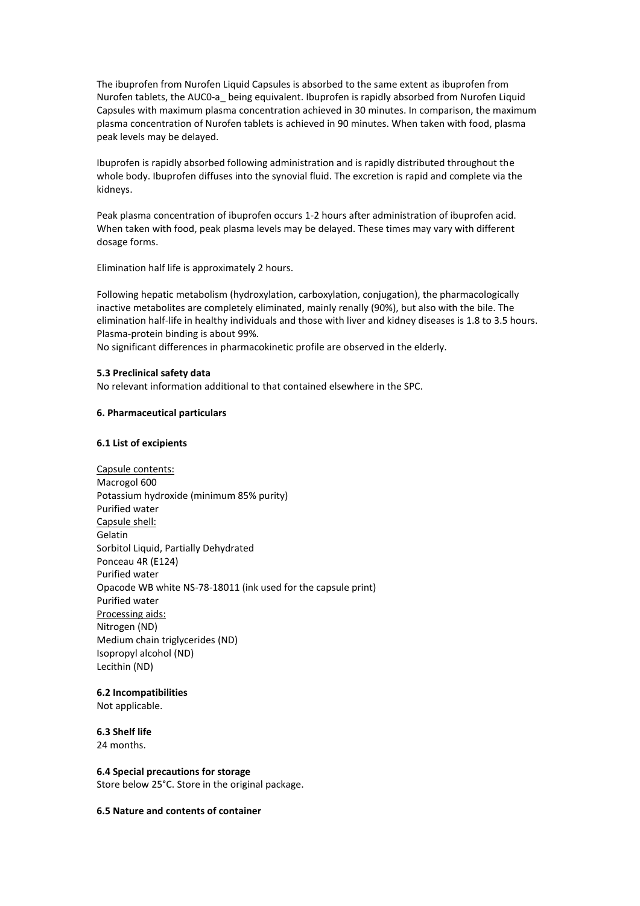The ibuprofen from Nurofen Liquid Capsules is absorbed to the same extent as ibuprofen from Nurofen tablets, the AUC0-a_ being equivalent. Ibuprofen is rapidly absorbed from Nurofen Liquid Capsules with maximum plasma concentration achieved in 30 minutes. In comparison, the maximum plasma concentration of Nurofen tablets is achieved in 90 minutes. When taken with food, plasma peak levels may be delayed.

Ibuprofen is rapidly absorbed following administration and is rapidly distributed throughout the whole body. Ibuprofen diffuses into the synovial fluid. The excretion is rapid and complete via the kidneys.

Peak plasma concentration of ibuprofen occurs 1-2 hours after administration of ibuprofen acid. When taken with food, peak plasma levels may be delayed. These times may vary with different dosage forms.

Elimination half life is approximately 2 hours.

Following hepatic metabolism (hydroxylation, carboxylation, conjugation), the pharmacologically inactive metabolites are completely eliminated, mainly renally (90%), but also with the bile. The elimination half-life in healthy individuals and those with liver and kidney diseases is 1.8 to 3.5 hours. Plasma-protein binding is about 99%.
No significant differences in pharmacokinetic profile are observed in the elderly.

**5.3 Preclinical safety data**
No relevant information additional to that contained elsewhere in the SPC.

**6. Pharmaceutical particulars**

**6.1 List of excipients**

Capsule contents:
Macrogol 600
Potassium hydroxide (minimum 85% purity)
Purified water
Capsule shell:
Gelatin
Sorbitol Liquid, Partially Dehydrated
Ponceau 4R (E124)
Purified water
Opacode WB white NS-78-18011 (ink used for the capsule print)
Purified water
Processing aids:
Nitrogen (ND)
Medium chain triglycerides (ND)
Isopropyl alcohol (ND)
Lecithin (ND)

**6.2 Incompatibilities**
Not applicable.

**6.3 Shelf life**
24 months.

**6.4 Special precautions for storage**
Store below 25°C. Store in the original package.

**6.5 Nature and contents of container**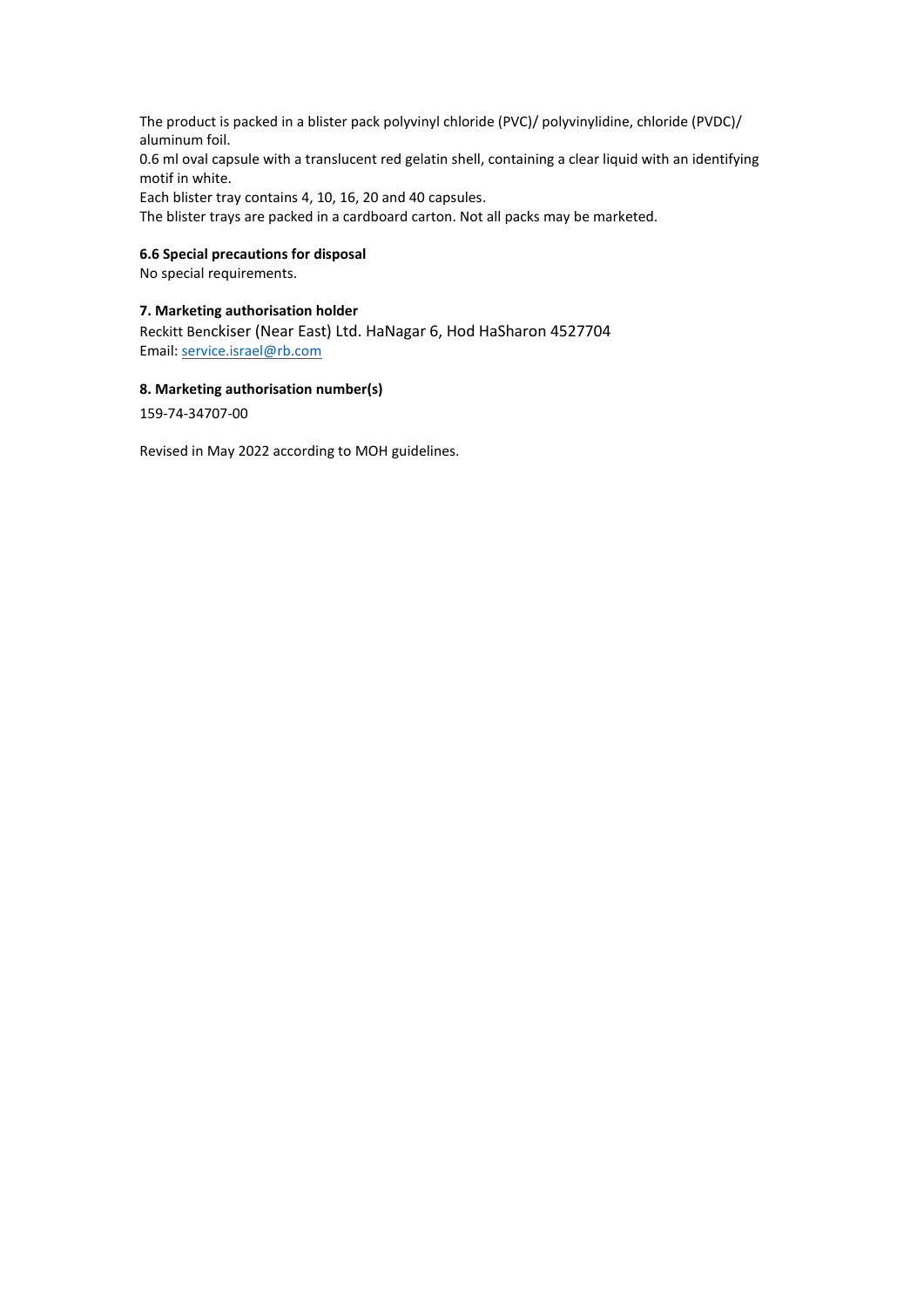The product is packed in a blister pack polyvinyl chloride (PVC)/ polyvinylidine, chloride (PVDC)/ aluminum foil.
0.6 ml oval capsule with a translucent red gelatin shell, containing a clear liquid with an identifying motif in white.
Each blister tray contains 4, 10, 16, 20 and 40 capsules.
The blister trays are packed in a cardboard carton. Not all packs may be marketed.

**6.6 Special precautions for disposal**

No special requirements.

**7. Marketing authorisation holder**

Reckitt Benckiser (Near East) Ltd. HaNagar 6, Hod HaSharon 4527704
Email: service.israel@rb.com

**8. Marketing authorisation number(s)**

159-74-34707-00

Revised in May 2022 according to MOH guidelines.